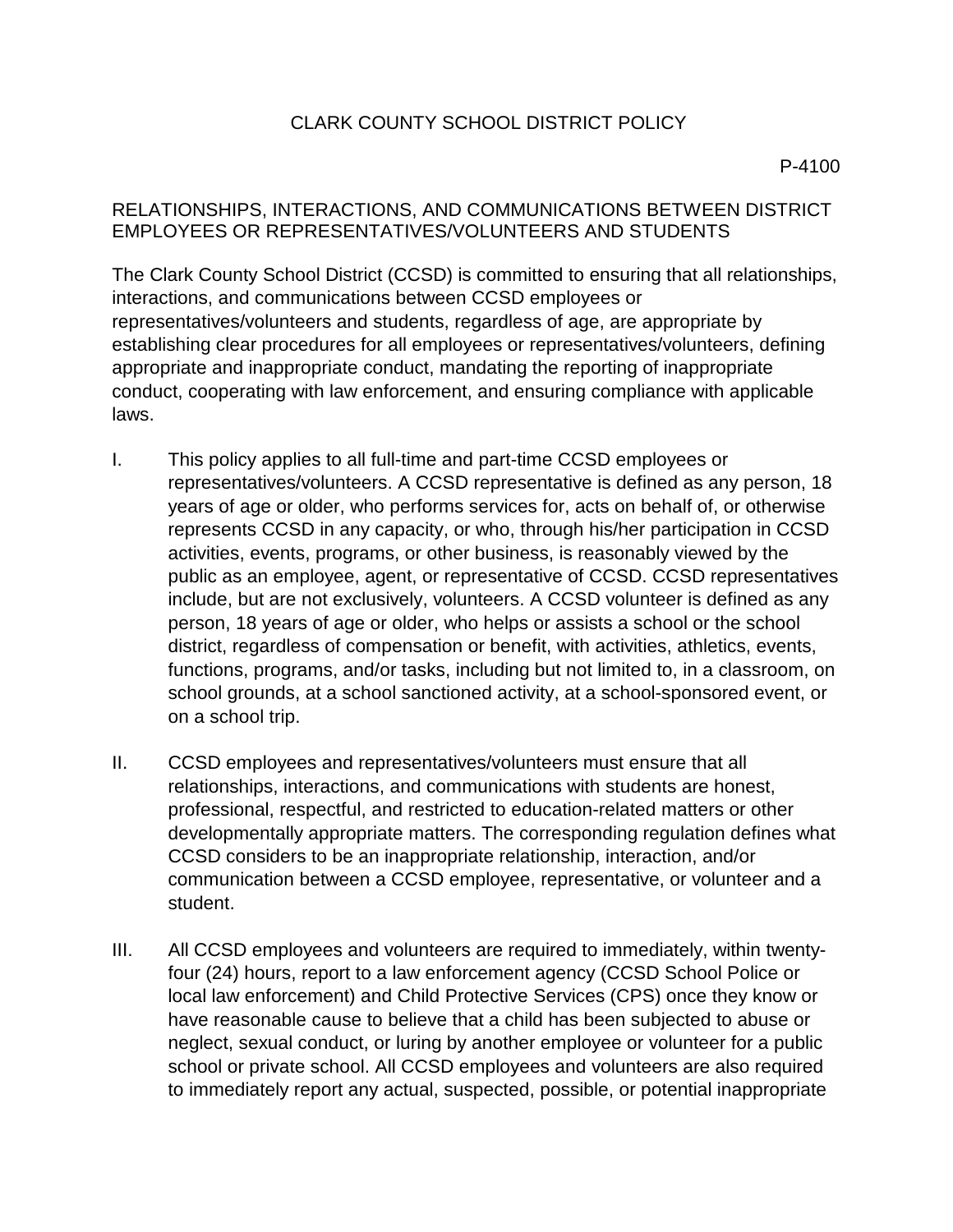# CLARK COUNTY SCHOOL DISTRICT POLICY

P-4100

## RELATIONSHIPS, INTERACTIONS, AND COMMUNICATIONS BETWEEN DISTRICT EMPLOYEES OR REPRESENTATIVES/VOLUNTEERS AND STUDENTS

The Clark County School District (CCSD) is committed to ensuring that all relationships, interactions, and communications between CCSD employees or representatives/volunteers and students, regardless of age, are appropriate by establishing clear procedures for all employees or representatives/volunteers, defining appropriate and inappropriate conduct, mandating the reporting of inappropriate conduct, cooperating with law enforcement, and ensuring compliance with applicable laws.

I. This policy applies to all full-time and part-time CCSD employees or representatives/volunteers. A CCSD representative is defined as any person, 18 years of age or older, who performs services for, acts on behalf of, or otherwise represents CCSD in any capacity, or who, through his/her participation in CCSD activities, events, programs, or other business, is reasonably viewed by the public as an employee, agent, or representative of CCSD. CCSD representatives include, but are not exclusively, volunteers. A CCSD volunteer is defined as any person, 18 years of age or older, who helps or assists a school or the school district, regardless of compensation or benefit, with activities, athletics, events, functions, programs, and/or tasks, including but not limited to, in a classroom, on school grounds, at a school sanctioned activity, at a school-sponsored event, or on a school trip.

II. CCSD employees and representatives/volunteers must ensure that all relationships, interactions, and communications with students are honest, professional, respectful, and restricted to education-related matters or other developmentally appropriate matters. The corresponding regulation defines what CCSD considers to be an inappropriate relationship, interaction, and/or communication between a CCSD employee, representative, or volunteer and a student.

III. All CCSD employees and volunteers are required to immediately, within twenty-four (24) hours, report to a law enforcement agency (CCSD School Police or local law enforcement) and Child Protective Services (CPS) once they know or have reasonable cause to believe that a child has been subjected to abuse or neglect, sexual conduct, or luring by another employee or volunteer for a public school or private school. All CCSD employees and volunteers are also required to immediately report any actual, suspected, possible, or potential inappropriate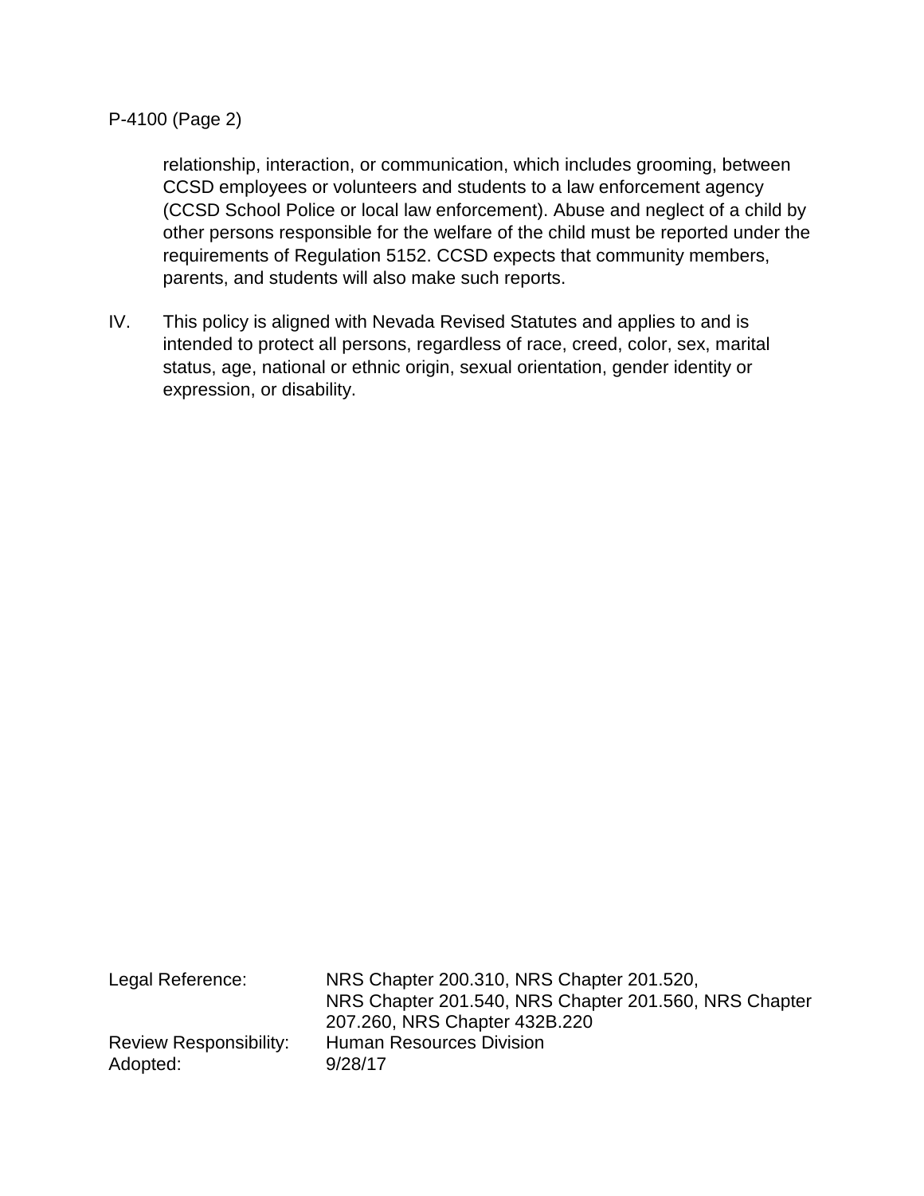relationship, interaction, or communication, which includes grooming, between CCSD employees or volunteers and students to a law enforcement agency (CCSD School Police or local law enforcement). Abuse and neglect of a child by other persons responsible for the welfare of the child must be reported under the requirements of Regulation 5152. CCSD expects that community members, parents, and students will also make such reports.

IV. This policy is aligned with Nevada Revised Statutes and applies to and is intended to protect all persons, regardless of race, creed, color, sex, marital status, age, national or ethnic origin, sexual orientation, gender identity or expression, or disability.

| | |
|---|---|
| Legal Reference: | NRS Chapter 200.310, NRS Chapter 201.520, NRS Chapter 201.540, NRS Chapter 201.560, NRS Chapter 207.260, NRS Chapter 432B.220 |
| Review Responsibility: | Human Resources Division |
| Adopted: | 9/28/17 |